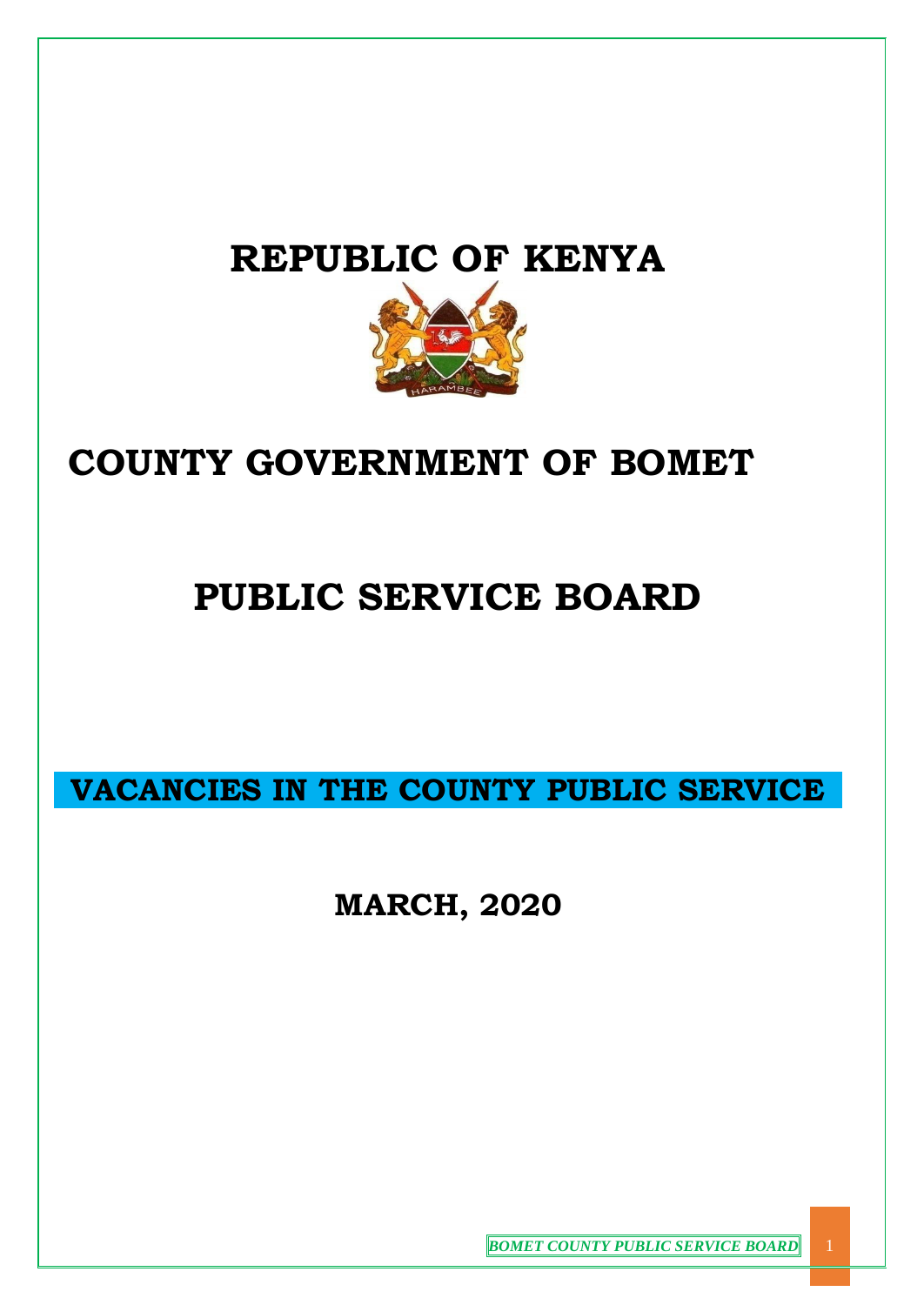# REPUBLIC OF KENYA

# COUNTY GOVERNMENT OF BOMET

# PUBLIC SERVICE BOARD

## VACANCIES IN THE COUNTY PUBLIC SERVICE

## MARCH, 2020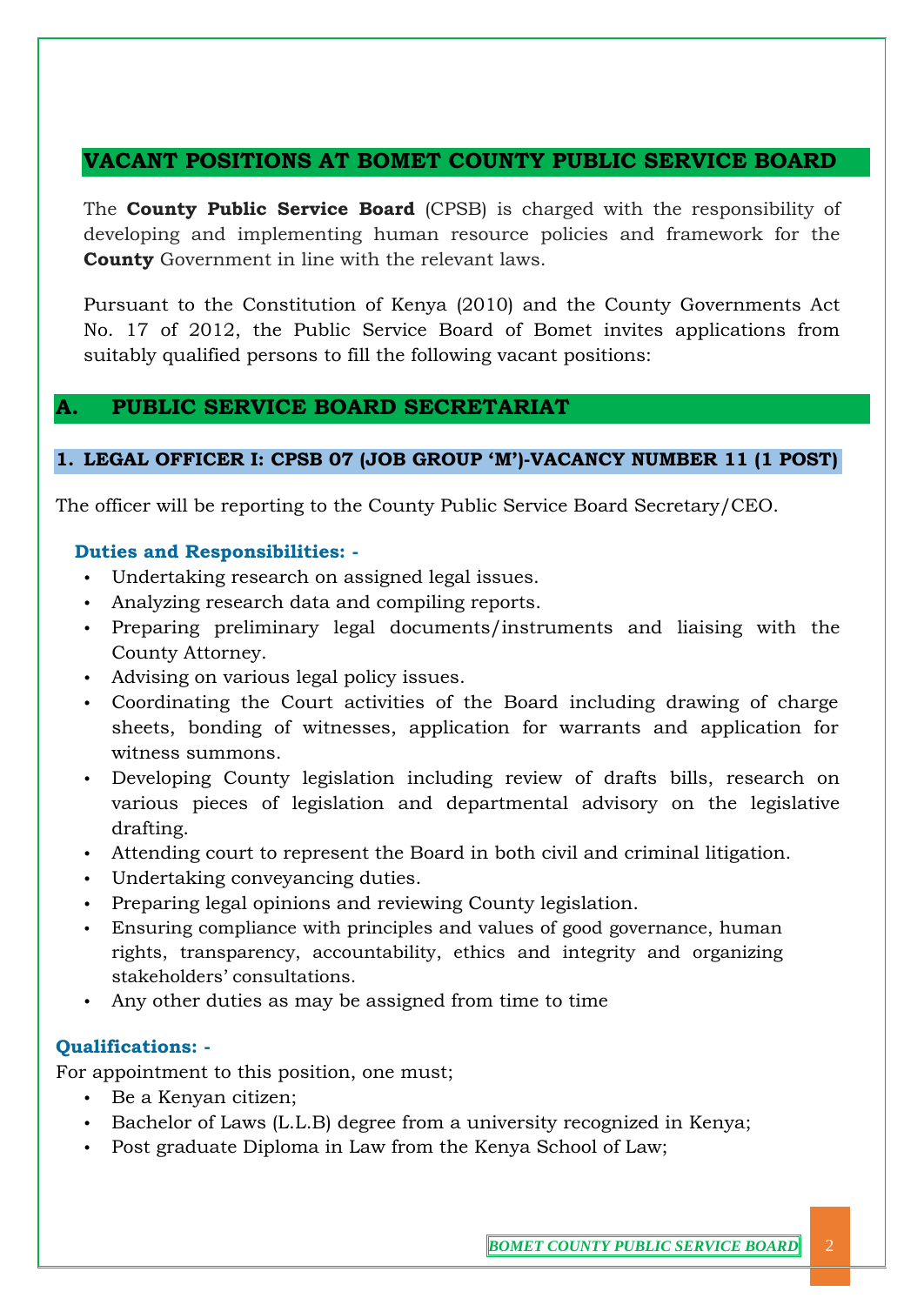## VACANT POSITIONS AT BOMET COUNTY PUBLIC SERVICE BOARD

The **County Public Service Board** (CPSB) is charged with the responsibility of developing and implementing human resource policies and framework for the **County** Government in line with the relevant laws.

Pursuant to the Constitution of Kenya (2010) and the County Governments Act No. 17 of 2012, the Public Service Board of Bomet invites applications from suitably qualified persons to fill the following vacant positions:

## A. PUBLIC SERVICE BOARD SECRETARIAT

### 1. LEGAL OFFICER I: CPSB 07 (JOB GROUP 'M')-VACANCY NUMBER 11 (1 POST)

The officer will be reporting to the County Public Service Board Secretary/CEO.

**Duties and Responsibilities: -**

- Undertaking research on assigned legal issues.
- Analyzing research data and compiling reports.
- Preparing preliminary legal documents/instruments and liaising with the County Attorney.
- Advising on various legal policy issues.
- Coordinating the Court activities of the Board including drawing of charge sheets, bonding of witnesses, application for warrants and application for witness summons.
- Developing County legislation including review of drafts bills, research on various pieces of legislation and departmental advisory on the legislative drafting.
- Attending court to represent the Board in both civil and criminal litigation.
- Undertaking conveyancing duties.
- Preparing legal opinions and reviewing County legislation.
- Ensuring compliance with principles and values of good governance, human rights, transparency, accountability, ethics and integrity and organizing stakeholders' consultations.
- Any other duties as may be assigned from time to time

**Qualifications: -**

For appointment to this position, one must;

- Be a Kenyan citizen;
- Bachelor of Laws (L.L.B) degree from a university recognized in Kenya;
- Post graduate Diploma in Law from the Kenya School of Law;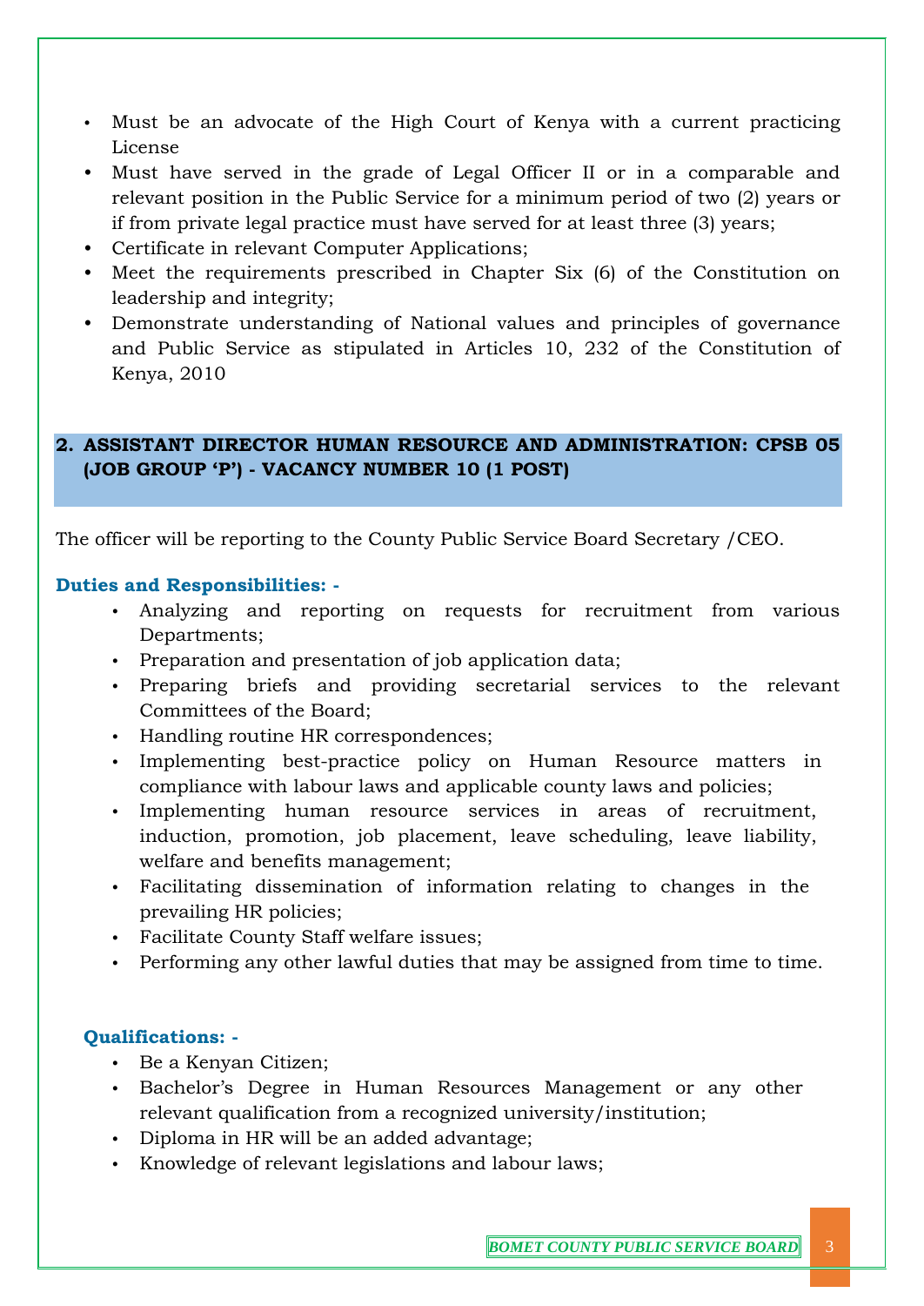- Must be an advocate of the High Court of Kenya with a current practicing License
- Must have served in the grade of Legal Officer II or in a comparable and relevant position in the Public Service for a minimum period of two (2) years or if from private legal practice must have served for at least three (3) years;
- Certificate in relevant Computer Applications;
- Meet the requirements prescribed in Chapter Six (6) of the Constitution on leadership and integrity;
- Demonstrate understanding of National values and principles of governance and Public Service as stipulated in Articles 10, 232 of the Constitution of Kenya, 2010

## 2. ASSISTANT DIRECTOR HUMAN RESOURCE AND ADMINISTRATION: CPSB 05 (JOB GROUP 'P') - VACANCY NUMBER 10 (1 POST)

The officer will be reporting to the County Public Service Board Secretary /CEO.

**Duties and Responsibilities: -**

- Analyzing and reporting on requests for recruitment from various Departments;
- Preparation and presentation of job application data;
- Preparing briefs and providing secretarial services to the relevant Committees of the Board;
- Handling routine HR correspondences;
- Implementing best-practice policy on Human Resource matters in compliance with labour laws and applicable county laws and policies;
- Implementing human resource services in areas of recruitment, induction, promotion, job placement, leave scheduling, leave liability, welfare and benefits management;
- Facilitating dissemination of information relating to changes in the prevailing HR policies;
- Facilitate County Staff welfare issues;
- Performing any other lawful duties that may be assigned from time to time.

**Qualifications: -**

- Be a Kenyan Citizen;
- Bachelor's Degree in Human Resources Management or any other relevant qualification from a recognized university/institution;
- Diploma in HR will be an added advantage;
- Knowledge of relevant legislations and labour laws;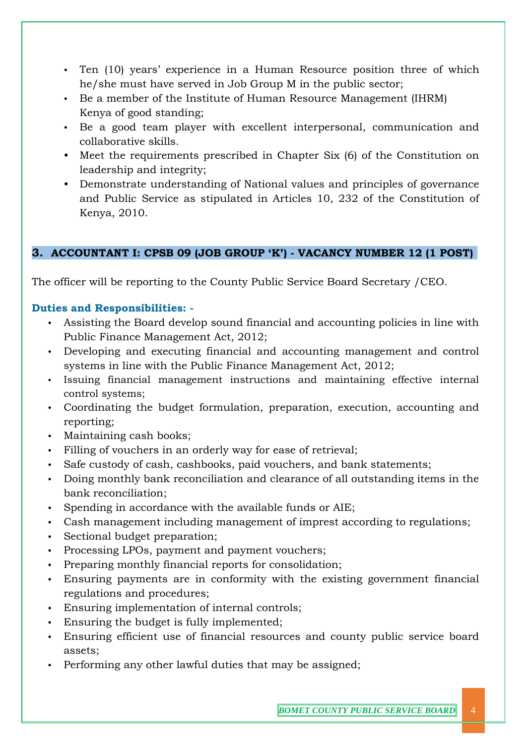- Ten (10) years' experience in a Human Resource position three of which he/she must have served in Job Group M in the public sector;
- Be a member of the Institute of Human Resource Management (IHRM) Kenya of good standing;
- Be a good team player with excellent interpersonal, communication and collaborative skills.
- Meet the requirements prescribed in Chapter Six (6) of the Constitution on leadership and integrity;
- Demonstrate understanding of National values and principles of governance and Public Service as stipulated in Articles 10, 232 of the Constitution of Kenya, 2010.

## 3. ACCOUNTANT I: CPSB 09 (JOB GROUP 'K') - VACANCY NUMBER 12 (1 POST)

The officer will be reporting to the County Public Service Board Secretary /CEO.

**Duties and Responsibilities: -**

- Assisting the Board develop sound financial and accounting policies in line with Public Finance Management Act, 2012;
- Developing and executing financial and accounting management and control systems in line with the Public Finance Management Act, 2012;
- Issuing financial management instructions and maintaining effective internal control systems;
- Coordinating the budget formulation, preparation, execution, accounting and reporting;
- Maintaining cash books;
- Filling of vouchers in an orderly way for ease of retrieval;
- Safe custody of cash, cashbooks, paid vouchers, and bank statements;
- Doing monthly bank reconciliation and clearance of all outstanding items in the bank reconciliation;
- Spending in accordance with the available funds or AIE;
- Cash management including management of imprest according to regulations;
- Sectional budget preparation;
- Processing LPOs, payment and payment vouchers;
- Preparing monthly financial reports for consolidation;
- Ensuring payments are in conformity with the existing government financial regulations and procedures;
- Ensuring implementation of internal controls;
- Ensuring the budget is fully implemented;
- Ensuring efficient use of financial resources and county public service board assets;
- Performing any other lawful duties that may be assigned;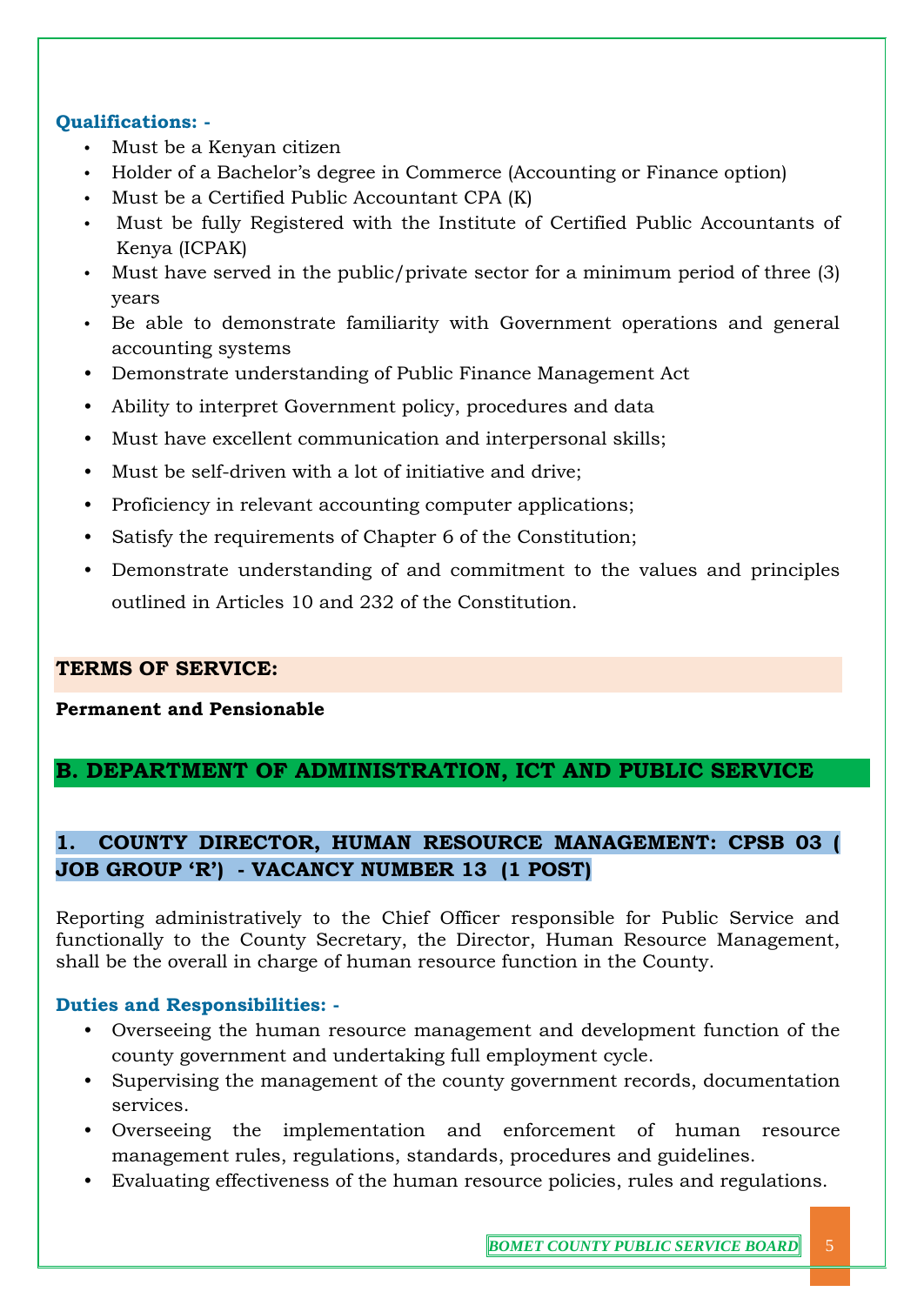**Qualifications: -**

- Must be a Kenyan citizen
- Holder of a Bachelor's degree in Commerce (Accounting or Finance option)
- Must be a Certified Public Accountant CPA (K)
- Must be fully Registered with the Institute of Certified Public Accountants of Kenya (ICPAK)
- Must have served in the public/private sector for a minimum period of three (3) years
- Be able to demonstrate familiarity with Government operations and general accounting systems
- Demonstrate understanding of Public Finance Management Act
- Ability to interpret Government policy, procedures and data
- Must have excellent communication and interpersonal skills;
- Must be self-driven with a lot of initiative and drive;
- Proficiency in relevant accounting computer applications;
- Satisfy the requirements of Chapter 6 of the Constitution;
- Demonstrate understanding of and commitment to the values and principles outlined in Articles 10 and 232 of the Constitution.

**TERMS OF SERVICE:**

**Permanent and Pensionable**

## B. DEPARTMENT OF ADMINISTRATION, ICT AND PUBLIC SERVICE

### 1. COUNTY DIRECTOR, HUMAN RESOURCE MANAGEMENT: CPSB 03 ( JOB GROUP 'R') - VACANCY NUMBER 13 (1 POST)

Reporting administratively to the Chief Officer responsible for Public Service and functionally to the County Secretary, the Director, Human Resource Management, shall be the overall in charge of human resource function in the County.

**Duties and Responsibilities: -**

- Overseeing the human resource management and development function of the county government and undertaking full employment cycle.
- Supervising the management of the county government records, documentation services.
- Overseeing the implementation and enforcement of human resource management rules, regulations, standards, procedures and guidelines.
- Evaluating effectiveness of the human resource policies, rules and regulations.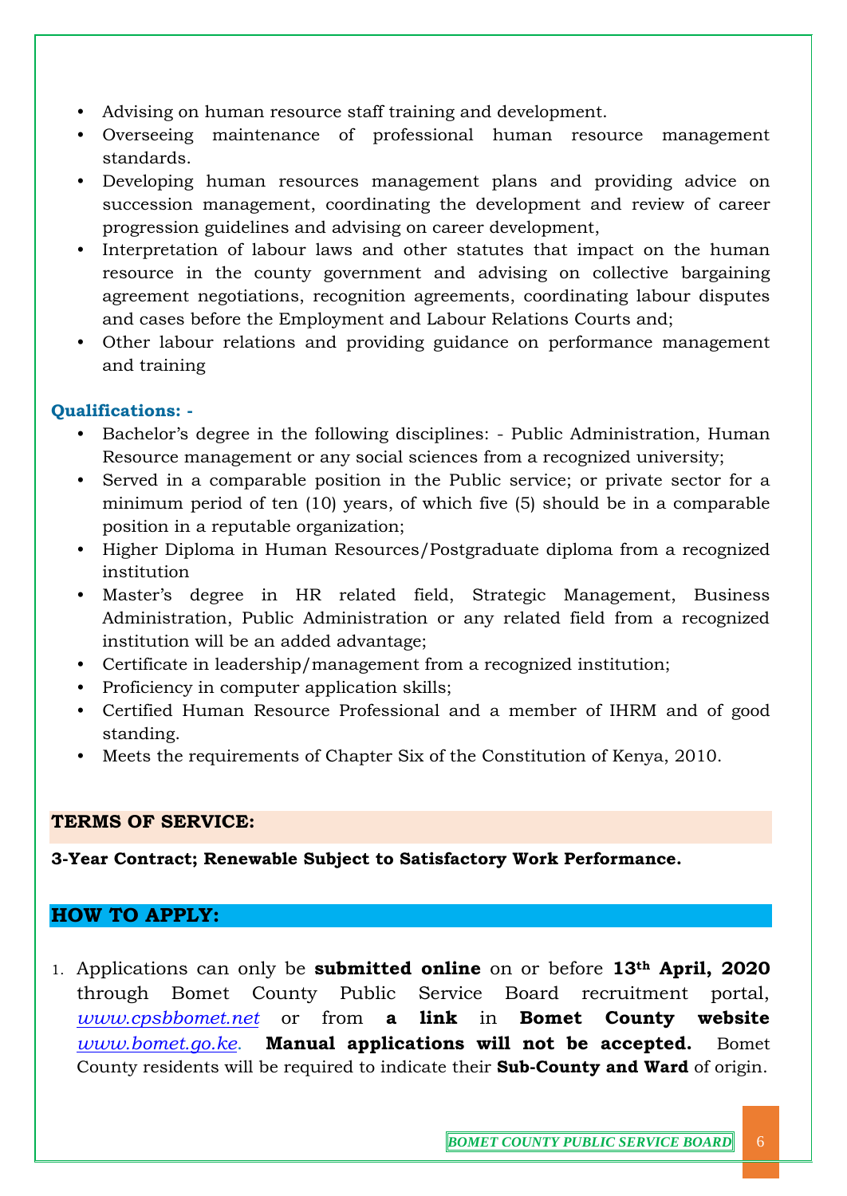- Advising on human resource staff training and development.
- Overseeing maintenance of professional human resource management standards.
- Developing human resources management plans and providing advice on succession management, coordinating the development and review of career progression guidelines and advising on career development,
- Interpretation of labour laws and other statutes that impact on the human resource in the county government and advising on collective bargaining agreement negotiations, recognition agreements, coordinating labour disputes and cases before the Employment and Labour Relations Courts and;
- Other labour relations and providing guidance on performance management and training

**Qualifications: -**

- Bachelor's degree in the following disciplines: - Public Administration, Human Resource management or any social sciences from a recognized university;
- Served in a comparable position in the Public service; or private sector for a minimum period of ten (10) years, of which five (5) should be in a comparable position in a reputable organization;
- Higher Diploma in Human Resources/Postgraduate diploma from a recognized institution
- Master's degree in HR related field, Strategic Management, Business Administration, Public Administration or any related field from a recognized institution will be an added advantage;
- Certificate in leadership/management from a recognized institution;
- Proficiency in computer application skills;
- Certified Human Resource Professional and a member of IHRM and of good standing.
- Meets the requirements of Chapter Six of the Constitution of Kenya, 2010.

## TERMS OF SERVICE:

**3-Year Contract; Renewable Subject to Satisfactory Work Performance.**

## HOW TO APPLY:

1. Applications can only be **submitted online** on or before **13th April, 2020** through Bomet County Public Service Board recruitment portal, *www.cpsbbomet.net* or from **a link** in **Bomet County website** *www.bomet.go.ke*. **Manual applications will not be accepted.** Bomet County residents will be required to indicate their **Sub-County and Ward** of origin.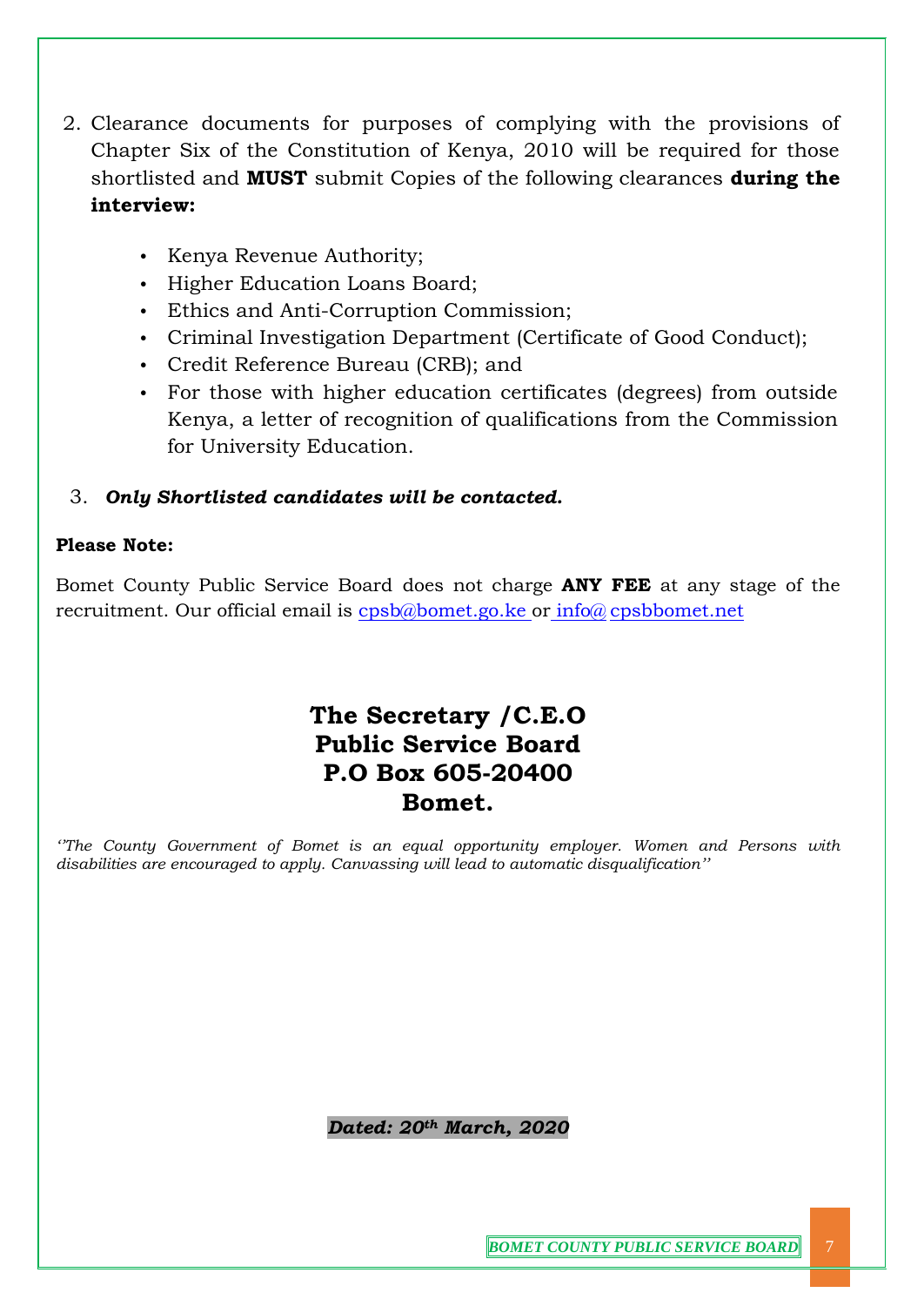2. Clearance documents for purposes of complying with the provisions of Chapter Six of the Constitution of Kenya, 2010 will be required for those shortlisted and **MUST** submit Copies of the following clearances **during the interview:**

    - Kenya Revenue Authority;
    - Higher Education Loans Board;
    - Ethics and Anti-Corruption Commission;
    - Criminal Investigation Department (Certificate of Good Conduct);
    - Credit Reference Bureau (CRB); and
    - For those with higher education certificates (degrees) from outside Kenya, a letter of recognition of qualifications from the Commission for University Education.

3. ***Only Shortlisted candidates will be contacted.***

**Please Note:**

Bomet County Public Service Board does not charge **ANY FEE** at any stage of the recruitment. Our official email is cpsb@bomet.go.ke or info@ cpsbbomet.net

**The Secretary /C.E.O**
**Public Service Board**
**P.O Box 605-20400**
**Bomet.**

*''The County Government of Bomet is an equal opportunity employer. Women and Persons with disabilities are encouraged to apply. Canvassing will lead to automatic disqualification''*

***Dated: 20th March, 2020***